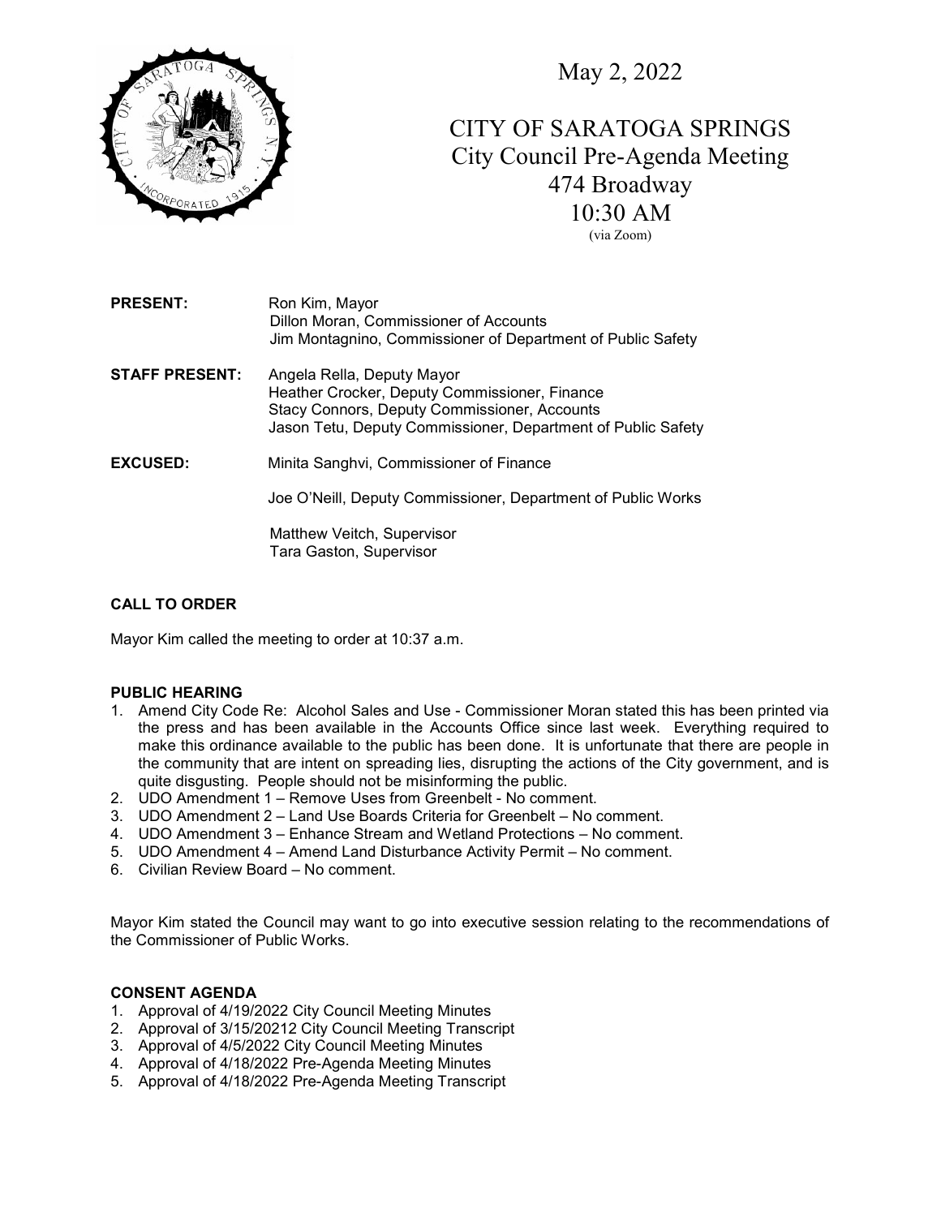May 2, 2022

# CITY OF SARATOGA SPRINGS
## City Council Pre-Agenda Meeting
474 Broadway
10:30 AM
(via Zoom)

**PRESENT:** Ron Kim, Mayor
Dillon Moran, Commissioner of Accounts
Jim Montagnino, Commissioner of Department of Public Safety

**STAFF PRESENT:** Angela Rella, Deputy Mayor
Heather Crocker, Deputy Commissioner, Finance
Stacy Connors, Deputy Commissioner, Accounts
Jason Tetu, Deputy Commissioner, Department of Public Safety

**EXCUSED:** Minita Sanghvi, Commissioner of Finance

Joe O'Neill, Deputy Commissioner, Department of Public Works

Matthew Veitch, Supervisor
Tara Gaston, Supervisor

**CALL TO ORDER**

Mayor Kim called the meeting to order at 10:37 a.m.

**PUBLIC HEARING**

1. Amend City Code Re: Alcohol Sales and Use - Commissioner Moran stated this has been printed via the press and has been available in the Accounts Office since last week. Everything required to make this ordinance available to the public has been done. It is unfortunate that there are people in the community that are intent on spreading lies, disrupting the actions of the City government, and is quite disgusting. People should not be misinforming the public.
2. UDO Amendment 1 – Remove Uses from Greenbelt - No comment.
3. UDO Amendment 2 – Land Use Boards Criteria for Greenbelt – No comment.
4. UDO Amendment 3 – Enhance Stream and Wetland Protections – No comment.
5. UDO Amendment 4 – Amend Land Disturbance Activity Permit – No comment.
6. Civilian Review Board – No comment.

Mayor Kim stated the Council may want to go into executive session relating to the recommendations of the Commissioner of Public Works.

**CONSENT AGENDA**

1. Approval of 4/19/2022 City Council Meeting Minutes
2. Approval of 3/15/20212 City Council Meeting Transcript
3. Approval of 4/5/2022 City Council Meeting Minutes
4. Approval of 4/18/2022 Pre-Agenda Meeting Minutes
5. Approval of 4/18/2022 Pre-Agenda Meeting Transcript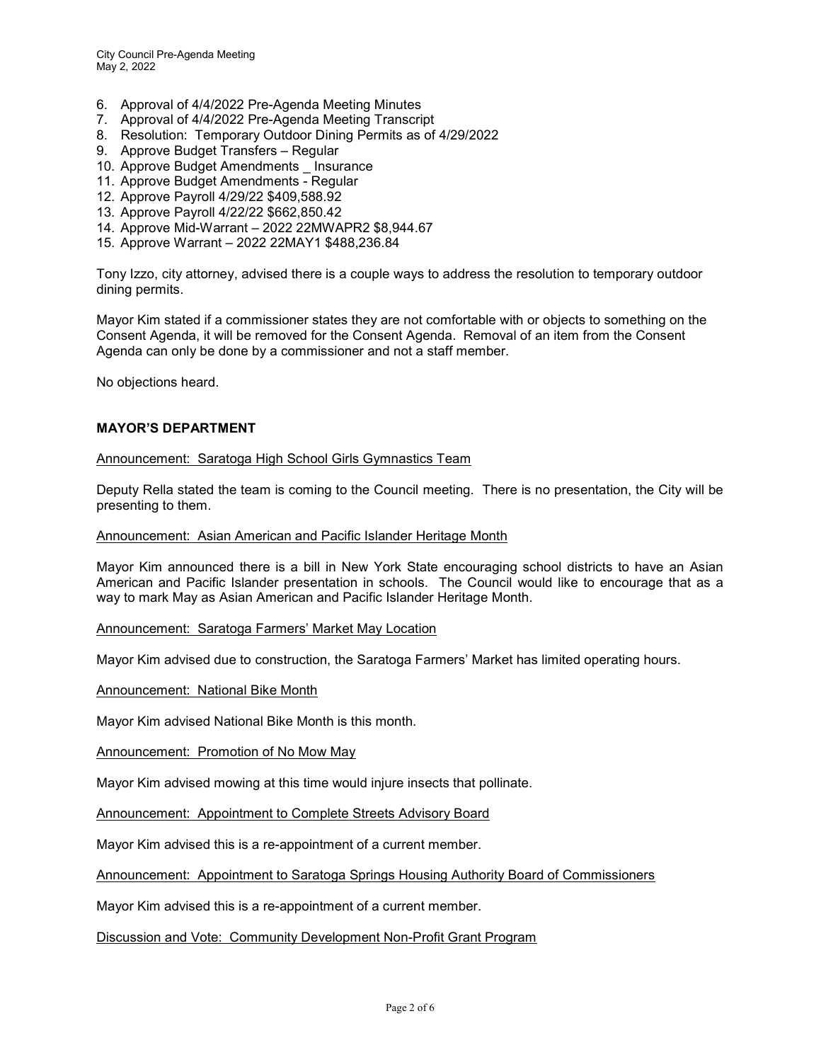6. Approval of 4/4/2022 Pre-Agenda Meeting Minutes
7. Approval of 4/4/2022 Pre-Agenda Meeting Transcript
8. Resolution: Temporary Outdoor Dining Permits as of 4/29/2022
9. Approve Budget Transfers – Regular
10. Approve Budget Amendments _ Insurance
11. Approve Budget Amendments - Regular
12. Approve Payroll 4/29/22 $409,588.92
13. Approve Payroll 4/22/22 $662,850.42
14. Approve Mid-Warrant – 2022 22MWAPR2 $8,944.67
15. Approve Warrant – 2022 22MAY1 $488,236.84

Tony Izzo, city attorney, advised there is a couple ways to address the resolution to temporary outdoor dining permits.

Mayor Kim stated if a commissioner states they are not comfortable with or objects to something on the Consent Agenda, it will be removed for the Consent Agenda. Removal of an item from the Consent Agenda can only be done by a commissioner and not a staff member.

No objections heard.

**MAYOR'S DEPARTMENT**

Announcement: Saratoga High School Girls Gymnastics Team

Deputy Rella stated the team is coming to the Council meeting. There is no presentation, the City will be presenting to them.

Announcement: Asian American and Pacific Islander Heritage Month

Mayor Kim announced there is a bill in New York State encouraging school districts to have an Asian American and Pacific Islander presentation in schools. The Council would like to encourage that as a way to mark May as Asian American and Pacific Islander Heritage Month.

Announcement: Saratoga Farmers' Market May Location

Mayor Kim advised due to construction, the Saratoga Farmers' Market has limited operating hours.

Announcement: National Bike Month

Mayor Kim advised National Bike Month is this month.

Announcement: Promotion of No Mow May

Mayor Kim advised mowing at this time would injure insects that pollinate.

Announcement: Appointment to Complete Streets Advisory Board

Mayor Kim advised this is a re-appointment of a current member.

Announcement: Appointment to Saratoga Springs Housing Authority Board of Commissioners

Mayor Kim advised this is a re-appointment of a current member.

Discussion and Vote: Community Development Non-Profit Grant Program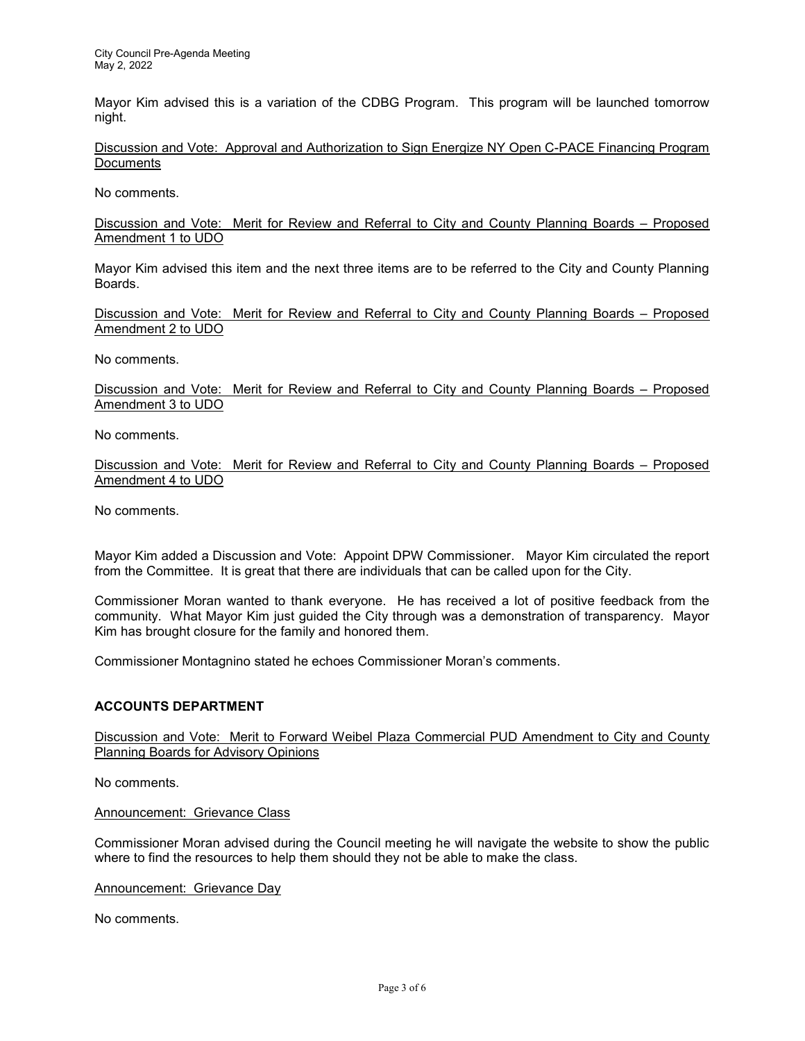Mayor Kim advised this is a variation of the CDBG Program. This program will be launched tomorrow night.

<u>Discussion and Vote: Approval and Authorization to Sign Energize NY Open C-PACE Financing Program Documents</u>

No comments.

<u>Discussion and Vote: Merit for Review and Referral to City and County Planning Boards – Proposed Amendment 1 to UDO</u>

Mayor Kim advised this item and the next three items are to be referred to the City and County Planning Boards.

<u>Discussion and Vote: Merit for Review and Referral to City and County Planning Boards – Proposed Amendment 2 to UDO</u>

No comments.

<u>Discussion and Vote: Merit for Review and Referral to City and County Planning Boards – Proposed Amendment 3 to UDO</u>

No comments.

<u>Discussion and Vote: Merit for Review and Referral to City and County Planning Boards – Proposed Amendment 4 to UDO</u>

No comments.

Mayor Kim added a Discussion and Vote: Appoint DPW Commissioner. Mayor Kim circulated the report from the Committee. It is great that there are individuals that can be called upon for the City.

Commissioner Moran wanted to thank everyone. He has received a lot of positive feedback from the community. What Mayor Kim just guided the City through was a demonstration of transparency. Mayor Kim has brought closure for the family and honored them.

Commissioner Montagnino stated he echoes Commissioner Moran's comments.

## ACCOUNTS DEPARTMENT

<u>Discussion and Vote: Merit to Forward Weibel Plaza Commercial PUD Amendment to City and County Planning Boards for Advisory Opinions</u>

No comments.

<u>Announcement: Grievance Class</u>

Commissioner Moran advised during the Council meeting he will navigate the website to show the public where to find the resources to help them should they not be able to make the class.

<u>Announcement: Grievance Day</u>

No comments.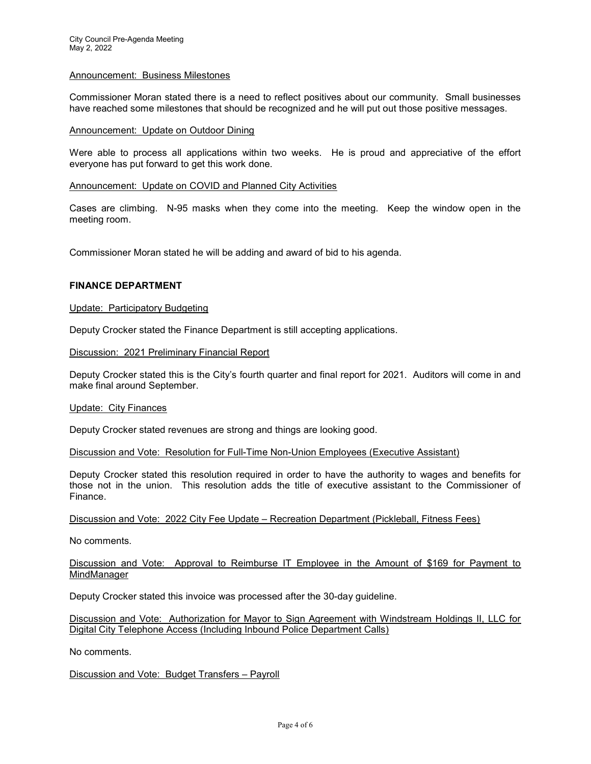Announcement: Business Milestones

Commissioner Moran stated there is a need to reflect positives about our community. Small businesses have reached some milestones that should be recognized and he will put out those positive messages.

Announcement: Update on Outdoor Dining

Were able to process all applications within two weeks. He is proud and appreciative of the effort everyone has put forward to get this work done.

Announcement: Update on COVID and Planned City Activities

Cases are climbing. N-95 masks when they come into the meeting. Keep the window open in the meeting room.

Commissioner Moran stated he will be adding and award of bid to his agenda.

## FINANCE DEPARTMENT

Update: Participatory Budgeting

Deputy Crocker stated the Finance Department is still accepting applications.

Discussion: 2021 Preliminary Financial Report

Deputy Crocker stated this is the City's fourth quarter and final report for 2021. Auditors will come in and make final around September.

Update: City Finances

Deputy Crocker stated revenues are strong and things are looking good.

Discussion and Vote: Resolution for Full-Time Non-Union Employees (Executive Assistant)

Deputy Crocker stated this resolution required in order to have the authority to wages and benefits for those not in the union. This resolution adds the title of executive assistant to the Commissioner of Finance.

Discussion and Vote: 2022 City Fee Update – Recreation Department (Pickleball, Fitness Fees)

No comments.

Discussion and Vote: Approval to Reimburse IT Employee in the Amount of $169 for Payment to MindManager

Deputy Crocker stated this invoice was processed after the 30-day guideline.

Discussion and Vote: Authorization for Mayor to Sign Agreement with Windstream Holdings II, LLC for Digital City Telephone Access (Including Inbound Police Department Calls)

No comments.

Discussion and Vote: Budget Transfers – Payroll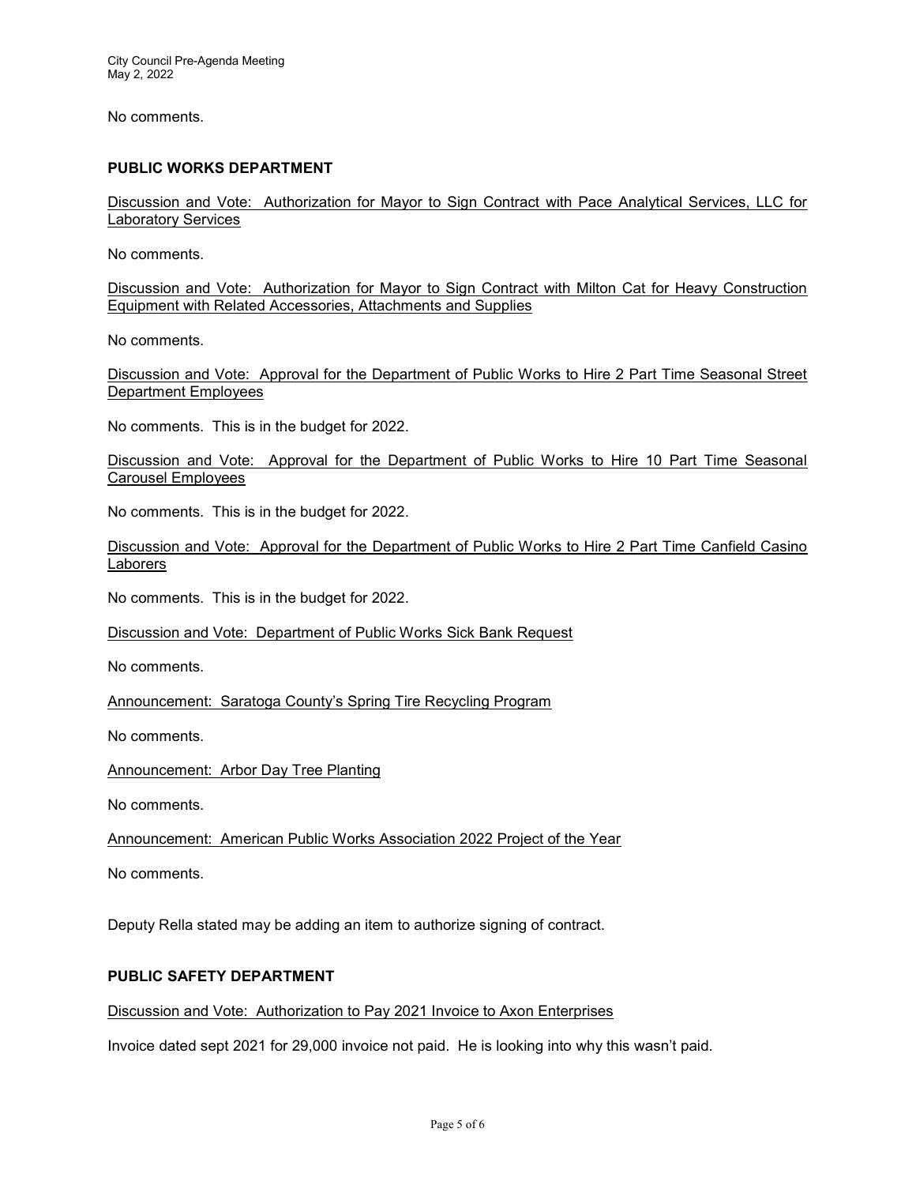No comments.

## PUBLIC WORKS DEPARTMENT

Discussion and Vote: Authorization for Mayor to Sign Contract with Pace Analytical Services, LLC for Laboratory Services

No comments.

Discussion and Vote: Authorization for Mayor to Sign Contract with Milton Cat for Heavy Construction Equipment with Related Accessories, Attachments and Supplies

No comments.

Discussion and Vote: Approval for the Department of Public Works to Hire 2 Part Time Seasonal Street Department Employees

No comments. This is in the budget for 2022.

Discussion and Vote: Approval for the Department of Public Works to Hire 10 Part Time Seasonal Carousel Employees

No comments. This is in the budget for 2022.

Discussion and Vote: Approval for the Department of Public Works to Hire 2 Part Time Canfield Casino Laborers

No comments. This is in the budget for 2022.

Discussion and Vote: Department of Public Works Sick Bank Request

No comments.

Announcement: Saratoga County's Spring Tire Recycling Program

No comments.

Announcement: Arbor Day Tree Planting

No comments.

Announcement: American Public Works Association 2022 Project of the Year

No comments.

Deputy Rella stated may be adding an item to authorize signing of contract.

## PUBLIC SAFETY DEPARTMENT

Discussion and Vote: Authorization to Pay 2021 Invoice to Axon Enterprises

Invoice dated sept 2021 for 29,000 invoice not paid. He is looking into why this wasn't paid.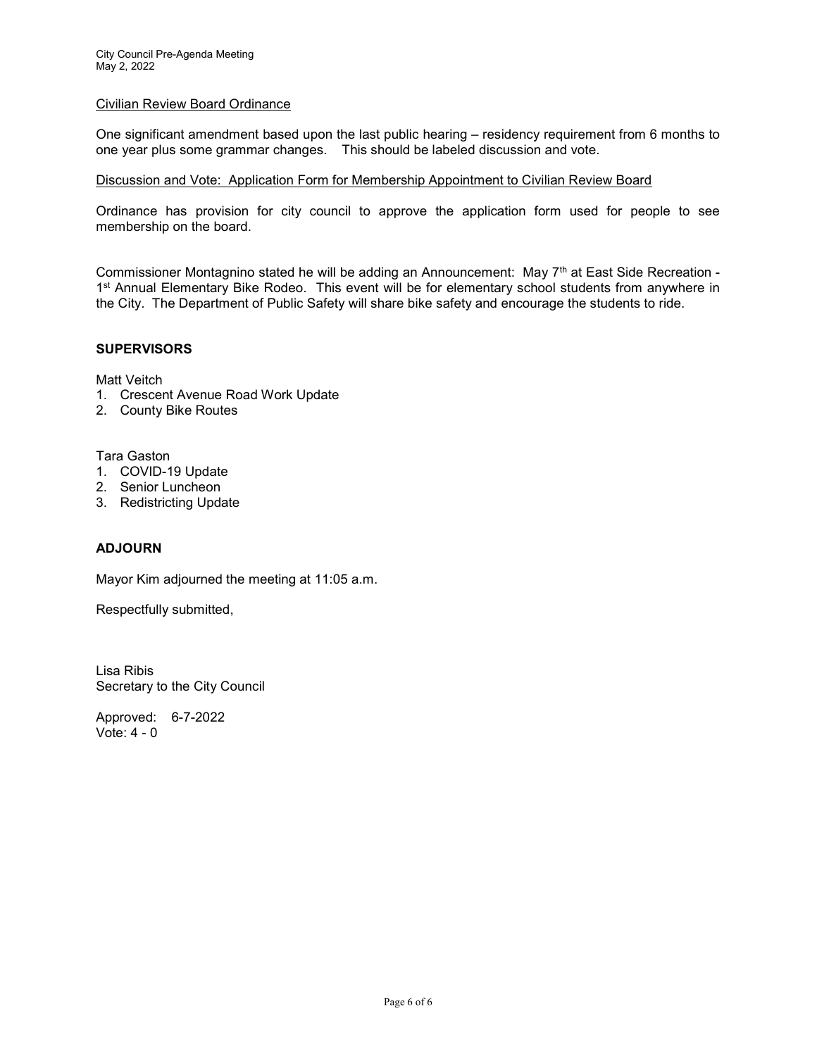Civilian Review Board Ordinance

One significant amendment based upon the last public hearing – residency requirement from 6 months to one year plus some grammar changes. This should be labeled discussion and vote.

Discussion and Vote: Application Form for Membership Appointment to Civilian Review Board

Ordinance has provision for city council to approve the application form used for people to see membership on the board.

Commissioner Montagnino stated he will be adding an Announcement: May 7th at East Side Recreation - 1st Annual Elementary Bike Rodeo. This event will be for elementary school students from anywhere in the City. The Department of Public Safety will share bike safety and encourage the students to ride.

**SUPERVISORS**

Matt Veitch

1. Crescent Avenue Road Work Update
2. County Bike Routes

Tara Gaston

1. COVID-19 Update
2. Senior Luncheon
3. Redistricting Update

**ADJOURN**

Mayor Kim adjourned the meeting at 11:05 a.m.

Respectfully submitted,

Lisa Ribis
Secretary to the City Council

Approved: 6-7-2022
Vote: 4 - 0